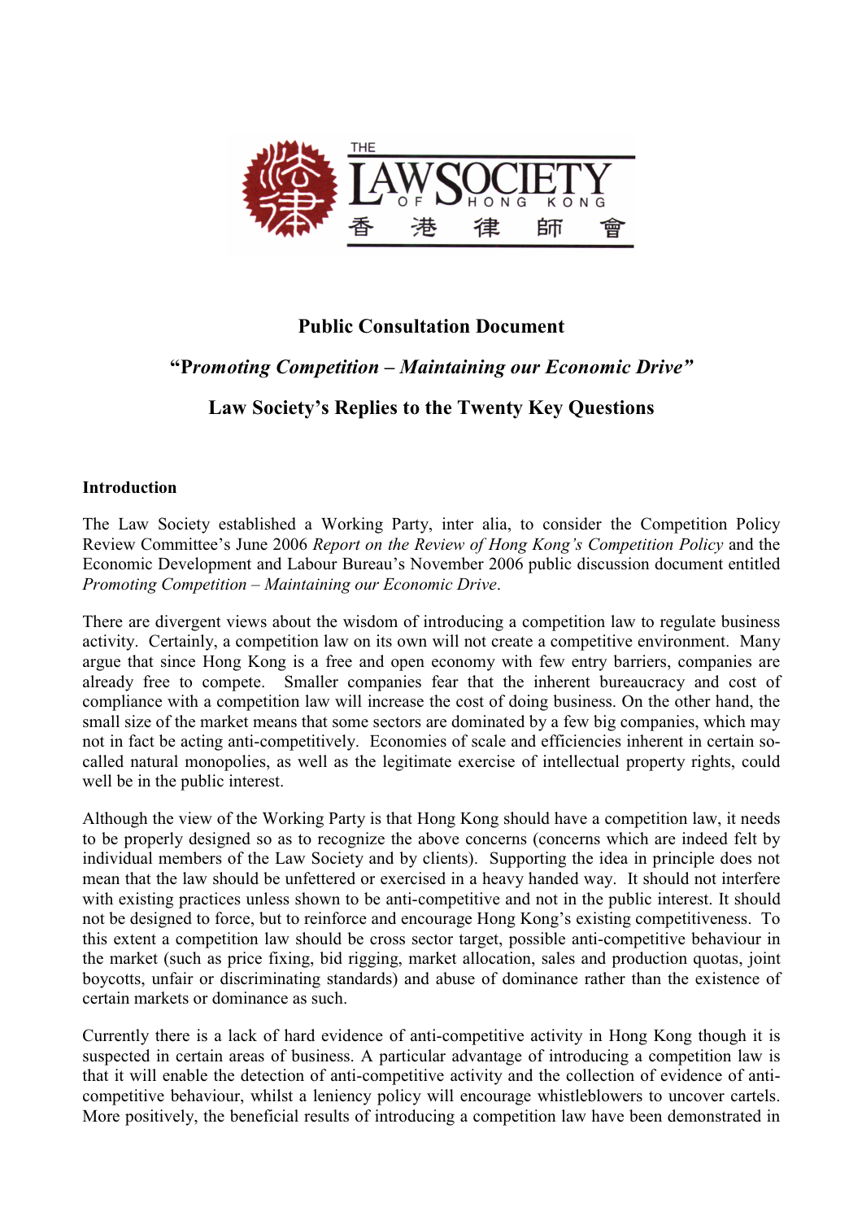THE LAW SOCIETY OF HONG KONG 香港律師會

**Public Consultation Document**

**"P*romoting Competition – Maintaining our Economic Drive*"**

**Law Society's Replies to the Twenty Key Questions**

**Introduction**

The Law Society established a Working Party, inter alia, to consider the Competition Policy Review Committee's June 2006 *Report on the Review of Hong Kong's Competition Policy* and the Economic Development and Labour Bureau's November 2006 public discussion document entitled *Promoting Competition – Maintaining our Economic Drive*.

There are divergent views about the wisdom of introducing a competition law to regulate business activity. Certainly, a competition law on its own will not create a competitive environment. Many argue that since Hong Kong is a free and open economy with few entry barriers, companies are already free to compete. Smaller companies fear that the inherent bureaucracy and cost of compliance with a competition law will increase the cost of doing business. On the other hand, the small size of the market means that some sectors are dominated by a few big companies, which may not in fact be acting anti-competitively. Economies of scale and efficiencies inherent in certain so-called natural monopolies, as well as the legitimate exercise of intellectual property rights, could well be in the public interest.

Although the view of the Working Party is that Hong Kong should have a competition law, it needs to be properly designed so as to recognize the above concerns (concerns which are indeed felt by individual members of the Law Society and by clients). Supporting the idea in principle does not mean that the law should be unfettered or exercised in a heavy handed way. It should not interfere with existing practices unless shown to be anti-competitive and not in the public interest. It should not be designed to force, but to reinforce and encourage Hong Kong's existing competitiveness. To this extent a competition law should be cross sector target, possible anti-competitive behaviour in the market (such as price fixing, bid rigging, market allocation, sales and production quotas, joint boycotts, unfair or discriminating standards) and abuse of dominance rather than the existence of certain markets or dominance as such.

Currently there is a lack of hard evidence of anti-competitive activity in Hong Kong though it is suspected in certain areas of business. A particular advantage of introducing a competition law is that it will enable the detection of anti-competitive activity and the collection of evidence of anti-competitive behaviour, whilst a leniency policy will encourage whistleblowers to uncover cartels. More positively, the beneficial results of introducing a competition law have been demonstrated in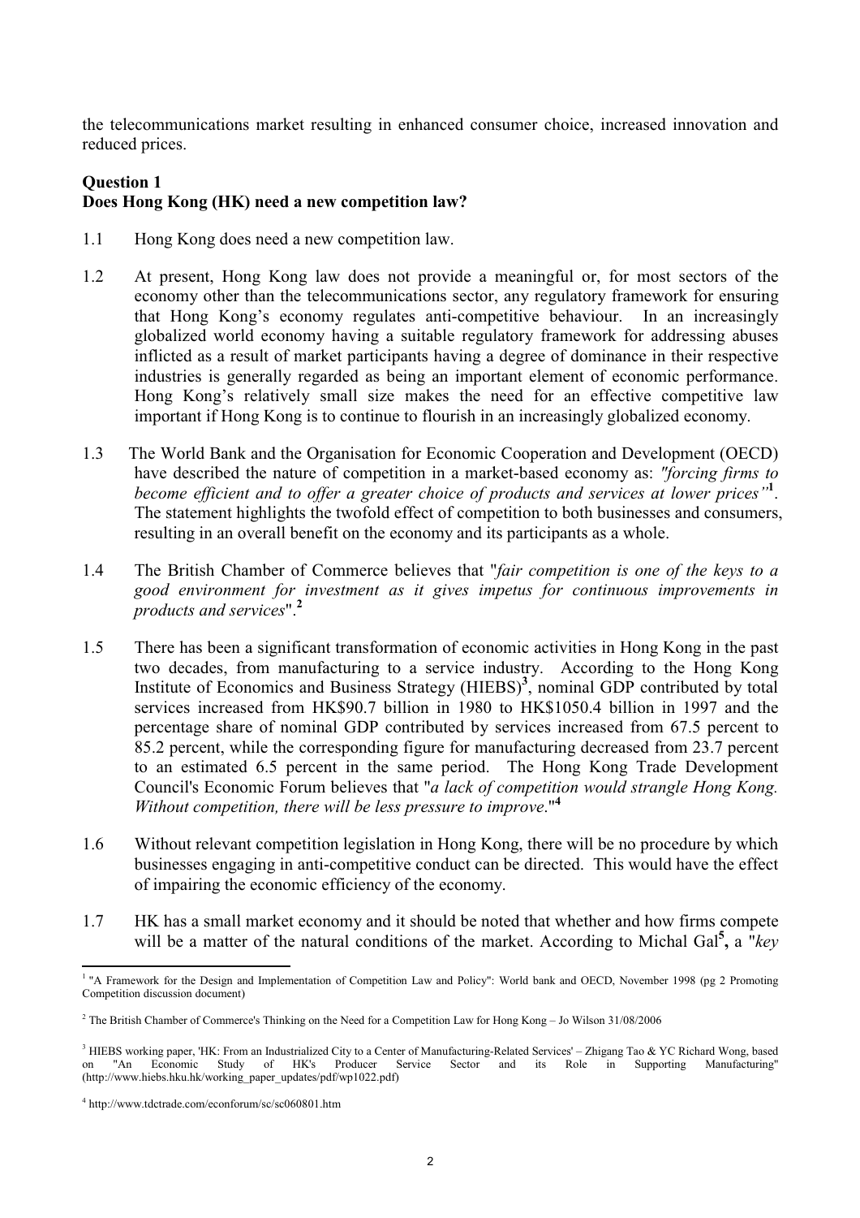the telecommunications market resulting in enhanced consumer choice, increased innovation and reduced prices.

**Question 1**
**Does Hong Kong (HK) need a new competition law?**

1.1 Hong Kong does need a new competition law.

1.2 At present, Hong Kong law does not provide a meaningful or, for most sectors of the economy other than the telecommunications sector, any regulatory framework for ensuring that Hong Kong's economy regulates anti-competitive behaviour. In an increasingly globalized world economy having a suitable regulatory framework for addressing abuses inflicted as a result of market participants having a degree of dominance in their respective industries is generally regarded as being an important element of economic performance. Hong Kong's relatively small size makes the need for an effective competitive law important if Hong Kong is to continue to flourish in an increasingly globalized economy.

1.3 The World Bank and the Organisation for Economic Cooperation and Development (OECD) have described the nature of competition in a market-based economy as: *"forcing firms to become efficient and to offer a greater choice of products and services at lower prices"*[1]. The statement highlights the twofold effect of competition to both businesses and consumers, resulting in an overall benefit on the economy and its participants as a whole.

1.4 The British Chamber of Commerce believes that "*fair competition is one of the keys to a good environment for investment as it gives impetus for continuous improvements in products and services*".[2]

1.5 There has been a significant transformation of economic activities in Hong Kong in the past two decades, from manufacturing to a service industry. According to the Hong Kong Institute of Economics and Business Strategy (HIEBS)[3], nominal GDP contributed by total services increased from HK$90.7 billion in 1980 to HK$1050.4 billion in 1997 and the percentage share of nominal GDP contributed by services increased from 67.5 percent to 85.2 percent, while the corresponding figure for manufacturing decreased from 23.7 percent to an estimated 6.5 percent in the same period. The Hong Kong Trade Development Council's Economic Forum believes that "*a lack of competition would strangle Hong Kong. Without competition, there will be less pressure to improve*."[4]

1.6 Without relevant competition legislation in Hong Kong, there will be no procedure by which businesses engaging in anti-competitive conduct can be directed. This would have the effect of impairing the economic efficiency of the economy.

1.7 HK has a small market economy and it should be noted that whether and how firms compete will be a matter of the natural conditions of the market. According to Michal Gal[5], a "*key*

---

[1] "A Framework for the Design and Implementation of Competition Law and Policy": World bank and OECD, November 1998 (pg 2 Promoting Competition discussion document)

[2] The British Chamber of Commerce's Thinking on the Need for a Competition Law for Hong Kong – Jo Wilson 31/08/2006

[3] HIEBS working paper, 'HK: From an Industrialized City to a Center of Manufacturing-Related Services' – Zhigang Tao & YC Richard Wong, based on "An Economic Study of HK's Producer Service Sector and its Role in Supporting Manufacturing" (http://www.hiebs.hku.hk/working_paper_updates/pdf/wp1022.pdf)

[4] http://www.tdctrade.com/econforum/sc/sc060801.htm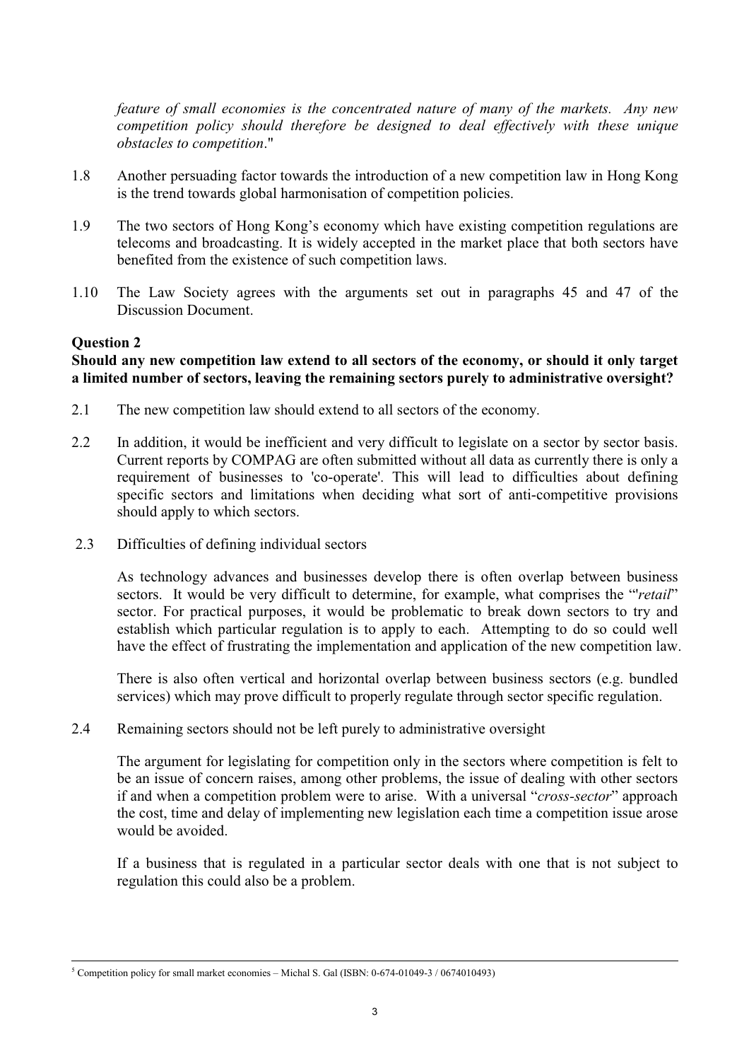*feature of small economies is the concentrated nature of many of the markets. Any new competition policy should therefore be designed to deal effectively with these unique obstacles to competition*."

1.8 Another persuading factor towards the introduction of a new competition law in Hong Kong is the trend towards global harmonisation of competition policies.

1.9 The two sectors of Hong Kong's economy which have existing competition regulations are telecoms and broadcasting. It is widely accepted in the market place that both sectors have benefited from the existence of such competition laws.

1.10 The Law Society agrees with the arguments set out in paragraphs 45 and 47 of the Discussion Document.

**Question 2**

**Should any new competition law extend to all sectors of the economy, or should it only target a limited number of sectors, leaving the remaining sectors purely to administrative oversight?**

2.1 The new competition law should extend to all sectors of the economy.

2.2 In addition, it would be inefficient and very difficult to legislate on a sector by sector basis. Current reports by COMPAG are often submitted without all data as currently there is only a requirement of businesses to 'co-operate'. This will lead to difficulties about defining specific sectors and limitations when deciding what sort of anti-competitive provisions should apply to which sectors.

2.3 Difficulties of defining individual sectors

As technology advances and businesses develop there is often overlap between business sectors. It would be very difficult to determine, for example, what comprises the "'*retail*" sector. For practical purposes, it would be problematic to break down sectors to try and establish which particular regulation is to apply to each. Attempting to do so could well have the effect of frustrating the implementation and application of the new competition law.

There is also often vertical and horizontal overlap between business sectors (e.g. bundled services) which may prove difficult to properly regulate through sector specific regulation.

2.4 Remaining sectors should not be left purely to administrative oversight

The argument for legislating for competition only in the sectors where competition is felt to be an issue of concern raises, among other problems, the issue of dealing with other sectors if and when a competition problem were to arise. With a universal "*cross-sector*" approach the cost, time and delay of implementing new legislation each time a competition issue arose would be avoided.

If a business that is regulated in a particular sector deals with one that is not subject to regulation this could also be a problem.

---

[5] Competition policy for small market economies – Michal S. Gal (ISBN: 0-674-01049-3 / 0674010493)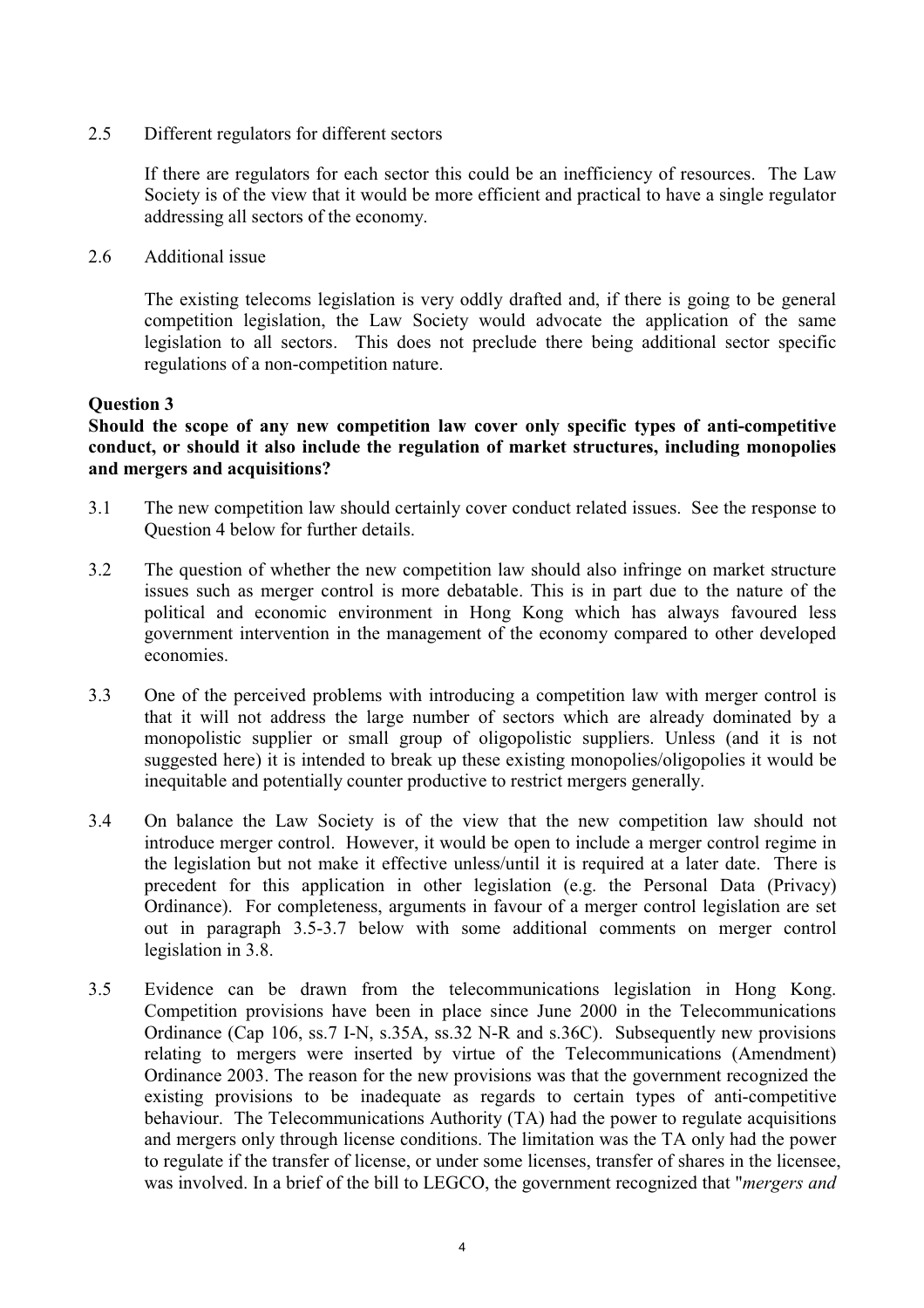2.5 Different regulators for different sectors

If there are regulators for each sector this could be an inefficiency of resources. The Law Society is of the view that it would be more efficient and practical to have a single regulator addressing all sectors of the economy.

2.6 Additional issue

The existing telecoms legislation is very oddly drafted and, if there is going to be general competition legislation, the Law Society would advocate the application of the same legislation to all sectors. This does not preclude there being additional sector specific regulations of a non-competition nature.

**Question 3**

**Should the scope of any new competition law cover only specific types of anti-competitive conduct, or should it also include the regulation of market structures, including monopolies and mergers and acquisitions?**

3.1 The new competition law should certainly cover conduct related issues. See the response to Question 4 below for further details.

3.2 The question of whether the new competition law should also infringe on market structure issues such as merger control is more debatable. This is in part due to the nature of the political and economic environment in Hong Kong which has always favoured less government intervention in the management of the economy compared to other developed economies.

3.3 One of the perceived problems with introducing a competition law with merger control is that it will not address the large number of sectors which are already dominated by a monopolistic supplier or small group of oligopolistic suppliers. Unless (and it is not suggested here) it is intended to break up these existing monopolies/oligopolies it would be inequitable and potentially counter productive to restrict mergers generally.

3.4 On balance the Law Society is of the view that the new competition law should not introduce merger control. However, it would be open to include a merger control regime in the legislation but not make it effective unless/until it is required at a later date. There is precedent for this application in other legislation (e.g. the Personal Data (Privacy) Ordinance). For completeness, arguments in favour of a merger control legislation are set out in paragraph 3.5-3.7 below with some additional comments on merger control legislation in 3.8.

3.5 Evidence can be drawn from the telecommunications legislation in Hong Kong. Competition provisions have been in place since June 2000 in the Telecommunications Ordinance (Cap 106, ss.7 I-N, s.35A, ss.32 N-R and s.36C). Subsequently new provisions relating to mergers were inserted by virtue of the Telecommunications (Amendment) Ordinance 2003. The reason for the new provisions was that the government recognized the existing provisions to be inadequate as regards to certain types of anti-competitive behaviour. The Telecommunications Authority (TA) had the power to regulate acquisitions and mergers only through license conditions. The limitation was the TA only had the power to regulate if the transfer of license, or under some licenses, transfer of shares in the licensee, was involved. In a brief of the bill to LEGCO, the government recognized that "*mergers and*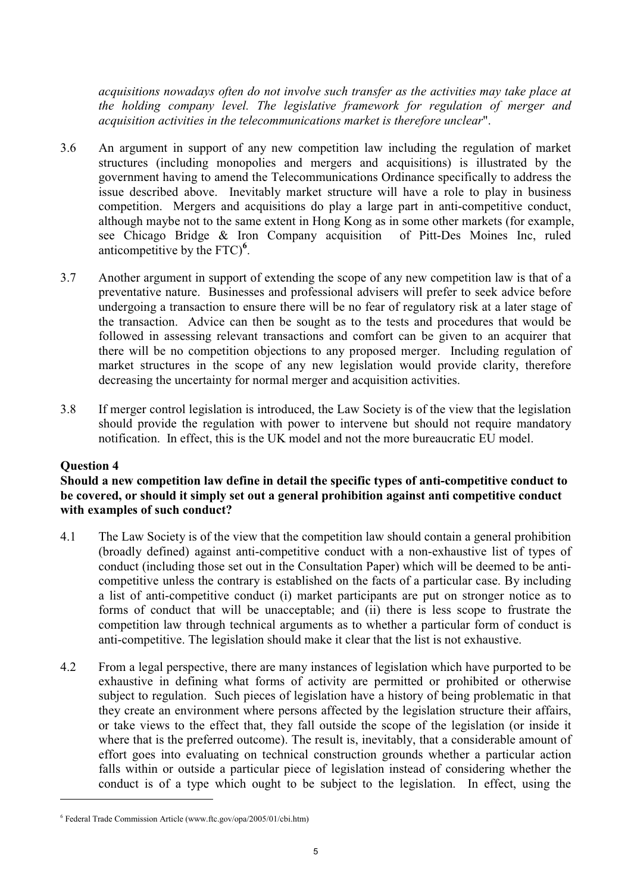*acquisitions nowadays often do not involve such transfer as the activities may take place at the holding company level. The legislative framework for regulation of merger and acquisition activities in the telecommunications market is therefore unclear*".

3.6 An argument in support of any new competition law including the regulation of market structures (including monopolies and mergers and acquisitions) is illustrated by the government having to amend the Telecommunications Ordinance specifically to address the issue described above. Inevitably market structure will have a role to play in business competition. Mergers and acquisitions do play a large part in anti-competitive conduct, although maybe not to the same extent in Hong Kong as in some other markets (for example, see Chicago Bridge & Iron Company acquisition of Pitt-Des Moines Inc, ruled anticompetitive by the FTC)[6].

3.7 Another argument in support of extending the scope of any new competition law is that of a preventative nature. Businesses and professional advisers will prefer to seek advice before undergoing a transaction to ensure there will be no fear of regulatory risk at a later stage of the transaction. Advice can then be sought as to the tests and procedures that would be followed in assessing relevant transactions and comfort can be given to an acquirer that there will be no competition objections to any proposed merger. Including regulation of market structures in the scope of any new legislation would provide clarity, therefore decreasing the uncertainty for normal merger and acquisition activities.

3.8 If merger control legislation is introduced, the Law Society is of the view that the legislation should provide the regulation with power to intervene but should not require mandatory notification. In effect, this is the UK model and not the more bureaucratic EU model.

### Question 4

**Should a new competition law define in detail the specific types of anti-competitive conduct to be covered, or should it simply set out a general prohibition against anti competitive conduct with examples of such conduct?**

4.1 The Law Society is of the view that the competition law should contain a general prohibition (broadly defined) against anti-competitive conduct with a non-exhaustive list of types of conduct (including those set out in the Consultation Paper) which will be deemed to be anti-competitive unless the contrary is established on the facts of a particular case. By including a list of anti-competitive conduct (i) market participants are put on stronger notice as to forms of conduct that will be unacceptable; and (ii) there is less scope to frustrate the competition law through technical arguments as to whether a particular form of conduct is anti-competitive. The legislation should make it clear that the list is not exhaustive.

4.2 From a legal perspective, there are many instances of legislation which have purported to be exhaustive in defining what forms of activity are permitted or prohibited or otherwise subject to regulation. Such pieces of legislation have a history of being problematic in that they create an environment where persons affected by the legislation structure their affairs, or take views to the effect that, they fall outside the scope of the legislation (or inside it where that is the preferred outcome). The result is, inevitably, that a considerable amount of effort goes into evaluating on technical construction grounds whether a particular action falls within or outside a particular piece of legislation instead of considering whether the conduct is of a type which ought to be subject to the legislation. In effect, using the

---

[6] Federal Trade Commission Article (www.ftc.gov/opa/2005/01/cbi.htm)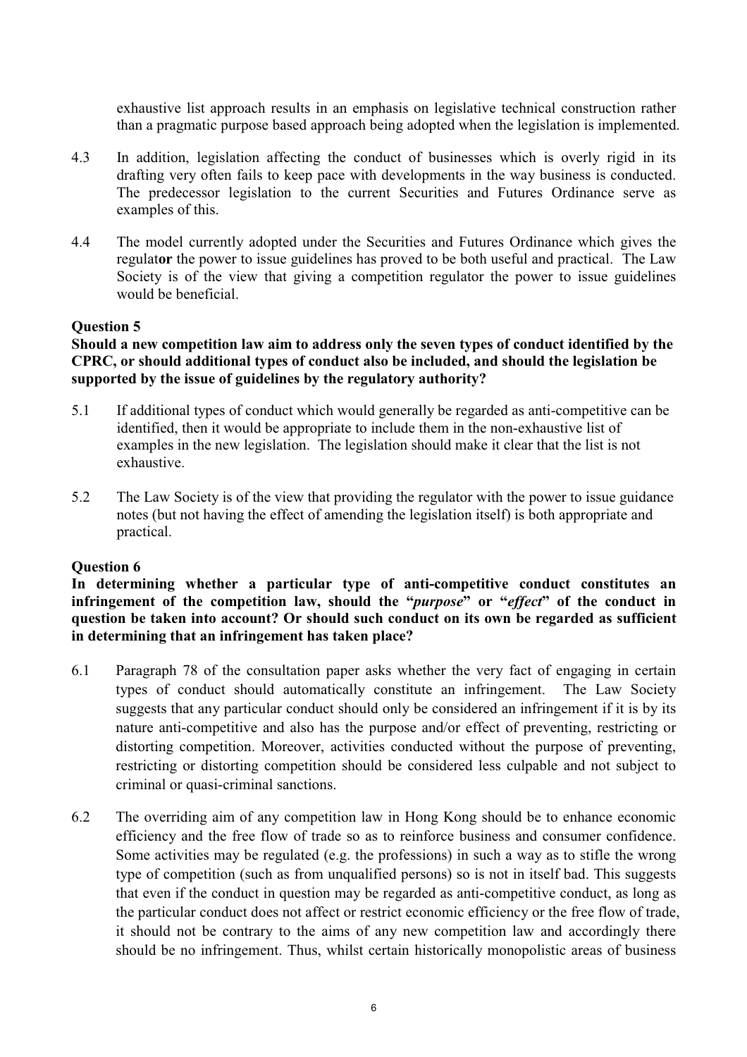exhaustive list approach results in an emphasis on legislative technical construction rather than a pragmatic purpose based approach being adopted when the legislation is implemented.

4.3 In addition, legislation affecting the conduct of businesses which is overly rigid in its drafting very often fails to keep pace with developments in the way business is conducted. The predecessor legislation to the current Securities and Futures Ordinance serve as examples of this.

4.4 The model currently adopted under the Securities and Futures Ordinance which gives the regulat**or** the power to issue guidelines has proved to be both useful and practical. The Law Society is of the view that giving a competition regulator the power to issue guidelines would be beneficial.

**Question 5**
**Should a new competition law aim to address only the seven types of conduct identified by the CPRC, or should additional types of conduct also be included, and should the legislation be supported by the issue of guidelines by the regulatory authority?**

5.1 If additional types of conduct which would generally be regarded as anti-competitive can be identified, then it would be appropriate to include them in the non-exhaustive list of examples in the new legislation. The legislation should make it clear that the list is not exhaustive.

5.2 The Law Society is of the view that providing the regulator with the power to issue guidance notes (but not having the effect of amending the legislation itself) is both appropriate and practical.

**Question 6**
**In determining whether a particular type of anti-competitive conduct constitutes an infringement of the competition law, should the "*purpose*" or "*effect*" of the conduct in question be taken into account? Or should such conduct on its own be regarded as sufficient in determining that an infringement has taken place?**

6.1 Paragraph 78 of the consultation paper asks whether the very fact of engaging in certain types of conduct should automatically constitute an infringement. The Law Society suggests that any particular conduct should only be considered an infringement if it is by its nature anti-competitive and also has the purpose and/or effect of preventing, restricting or distorting competition. Moreover, activities conducted without the purpose of preventing, restricting or distorting competition should be considered less culpable and not subject to criminal or quasi-criminal sanctions.

6.2 The overriding aim of any competition law in Hong Kong should be to enhance economic efficiency and the free flow of trade so as to reinforce business and consumer confidence. Some activities may be regulated (e.g. the professions) in such a way as to stifle the wrong type of competition (such as from unqualified persons) so is not in itself bad. This suggests that even if the conduct in question may be regarded as anti-competitive conduct, as long as the particular conduct does not affect or restrict economic efficiency or the free flow of trade, it should not be contrary to the aims of any new competition law and accordingly there should be no infringement. Thus, whilst certain historically monopolistic areas of business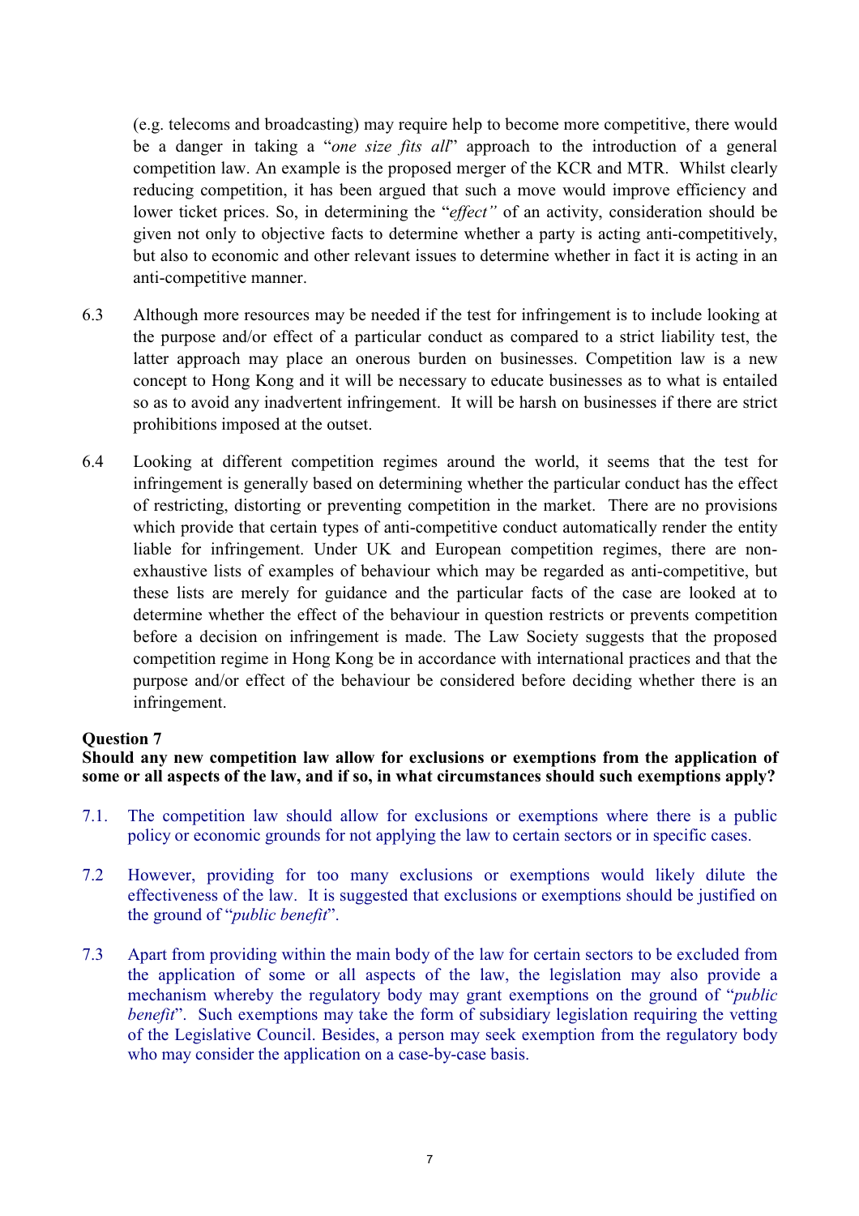(e.g. telecoms and broadcasting) may require help to become more competitive, there would be a danger in taking a "*one size fits all*" approach to the introduction of a general competition law. An example is the proposed merger of the KCR and MTR. Whilst clearly reducing competition, it has been argued that such a move would improve efficiency and lower ticket prices. So, in determining the "*effect"* of an activity, consideration should be given not only to objective facts to determine whether a party is acting anti-competitively, but also to economic and other relevant issues to determine whether in fact it is acting in an anti-competitive manner.

6.3 Although more resources may be needed if the test for infringement is to include looking at the purpose and/or effect of a particular conduct as compared to a strict liability test, the latter approach may place an onerous burden on businesses. Competition law is a new concept to Hong Kong and it will be necessary to educate businesses as to what is entailed so as to avoid any inadvertent infringement. It will be harsh on businesses if there are strict prohibitions imposed at the outset.

6.4 Looking at different competition regimes around the world, it seems that the test for infringement is generally based on determining whether the particular conduct has the effect of restricting, distorting or preventing competition in the market. There are no provisions which provide that certain types of anti-competitive conduct automatically render the entity liable for infringement. Under UK and European competition regimes, there are non-exhaustive lists of examples of behaviour which may be regarded as anti-competitive, but these lists are merely for guidance and the particular facts of the case are looked at to determine whether the effect of the behaviour in question restricts or prevents competition before a decision on infringement is made. The Law Society suggests that the proposed competition regime in Hong Kong be in accordance with international practices and that the purpose and/or effect of the behaviour be considered before deciding whether there is an infringement.

**Question 7**
**Should any new competition law allow for exclusions or exemptions from the application of some or all aspects of the law, and if so, in what circumstances should such exemptions apply?**

7.1. The competition law should allow for exclusions or exemptions where there is a public policy or economic grounds for not applying the law to certain sectors or in specific cases.

7.2 However, providing for too many exclusions or exemptions would likely dilute the effectiveness of the law. It is suggested that exclusions or exemptions should be justified on the ground of "*public benefit*".

7.3 Apart from providing within the main body of the law for certain sectors to be excluded from the application of some or all aspects of the law, the legislation may also provide a mechanism whereby the regulatory body may grant exemptions on the ground of "*public benefit*". Such exemptions may take the form of subsidiary legislation requiring the vetting of the Legislative Council. Besides, a person may seek exemption from the regulatory body who may consider the application on a case-by-case basis.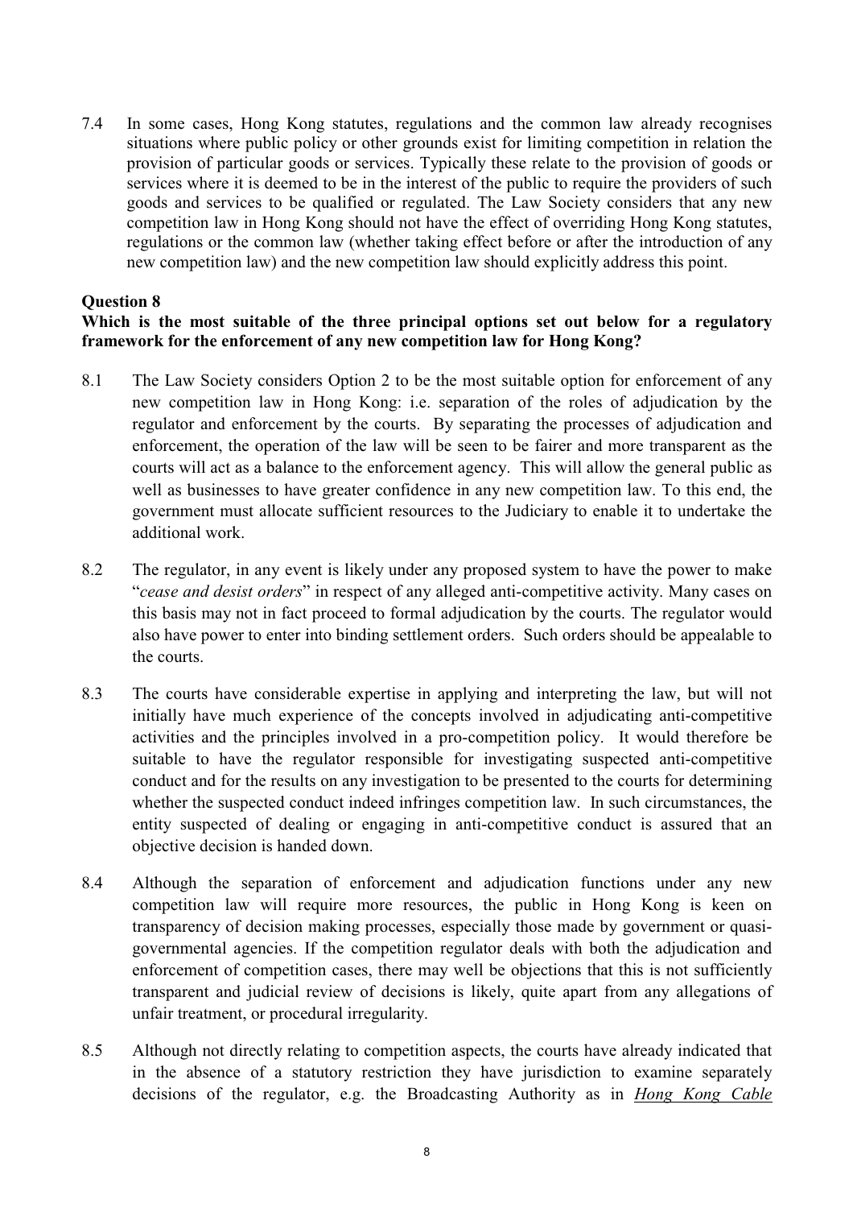7.4 In some cases, Hong Kong statutes, regulations and the common law already recognises situations where public policy or other grounds exist for limiting competition in relation the provision of particular goods or services. Typically these relate to the provision of goods or services where it is deemed to be in the interest of the public to require the providers of such goods and services to be qualified or regulated. The Law Society considers that any new competition law in Hong Kong should not have the effect of overriding Hong Kong statutes, regulations or the common law (whether taking effect before or after the introduction of any new competition law) and the new competition law should explicitly address this point.

**Question 8**

**Which is the most suitable of the three principal options set out below for a regulatory framework for the enforcement of any new competition law for Hong Kong?**

8.1 The Law Society considers Option 2 to be the most suitable option for enforcement of any new competition law in Hong Kong: i.e. separation of the roles of adjudication by the regulator and enforcement by the courts. By separating the processes of adjudication and enforcement, the operation of the law will be seen to be fairer and more transparent as the courts will act as a balance to the enforcement agency. This will allow the general public as well as businesses to have greater confidence in any new competition law. To this end, the government must allocate sufficient resources to the Judiciary to enable it to undertake the additional work.

8.2 The regulator, in any event is likely under any proposed system to have the power to make "*cease and desist orders*" in respect of any alleged anti-competitive activity. Many cases on this basis may not in fact proceed to formal adjudication by the courts. The regulator would also have power to enter into binding settlement orders. Such orders should be appealable to the courts.

8.3 The courts have considerable expertise in applying and interpreting the law, but will not initially have much experience of the concepts involved in adjudicating anti-competitive activities and the principles involved in a pro-competition policy. It would therefore be suitable to have the regulator responsible for investigating suspected anti-competitive conduct and for the results on any investigation to be presented to the courts for determining whether the suspected conduct indeed infringes competition law. In such circumstances, the entity suspected of dealing or engaging in anti-competitive conduct is assured that an objective decision is handed down.

8.4 Although the separation of enforcement and adjudication functions under any new competition law will require more resources, the public in Hong Kong is keen on transparency of decision making processes, especially those made by government or quasi-governmental agencies. If the competition regulator deals with both the adjudication and enforcement of competition cases, there may well be objections that this is not sufficiently transparent and judicial review of decisions is likely, quite apart from any allegations of unfair treatment, or procedural irregularity.

8.5 Although not directly relating to competition aspects, the courts have already indicated that in the absence of a statutory restriction they have jurisdiction to examine separately decisions of the regulator, e.g. the Broadcasting Authority as in *Hong Kong Cable*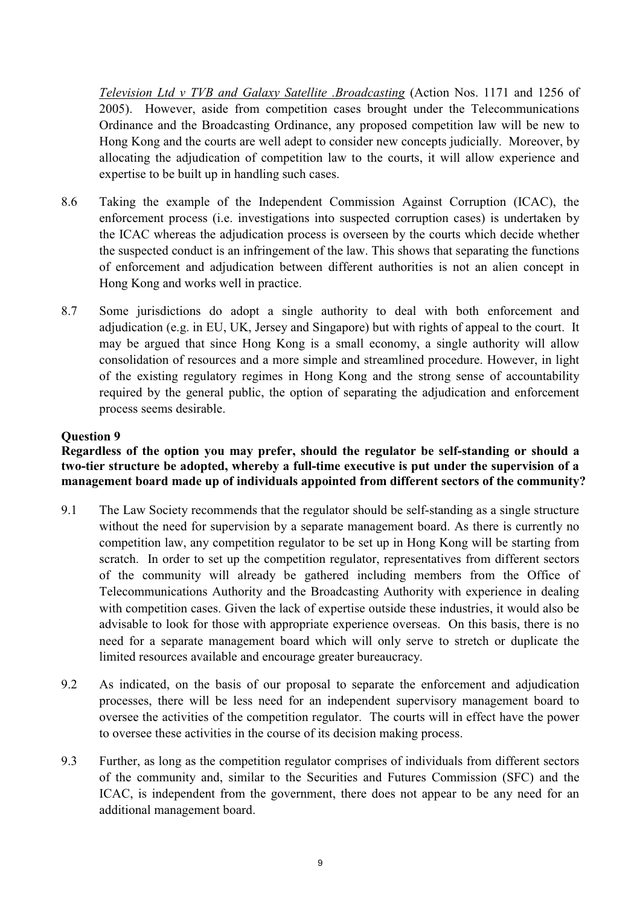*Television Ltd v TVB and Galaxy Satellite .Broadcasting* (Action Nos. 1171 and 1256 of 2005). However, aside from competition cases brought under the Telecommunications Ordinance and the Broadcasting Ordinance, any proposed competition law will be new to Hong Kong and the courts are well adept to consider new concepts judicially. Moreover, by allocating the adjudication of competition law to the courts, it will allow experience and expertise to be built up in handling such cases.

8.6 Taking the example of the Independent Commission Against Corruption (ICAC), the enforcement process (i.e. investigations into suspected corruption cases) is undertaken by the ICAC whereas the adjudication process is overseen by the courts which decide whether the suspected conduct is an infringement of the law. This shows that separating the functions of enforcement and adjudication between different authorities is not an alien concept in Hong Kong and works well in practice.

8.7 Some jurisdictions do adopt a single authority to deal with both enforcement and adjudication (e.g. in EU, UK, Jersey and Singapore) but with rights of appeal to the court. It may be argued that since Hong Kong is a small economy, a single authority will allow consolidation of resources and a more simple and streamlined procedure. However, in light of the existing regulatory regimes in Hong Kong and the strong sense of accountability required by the general public, the option of separating the adjudication and enforcement process seems desirable.

**Question 9**

**Regardless of the option you may prefer, should the regulator be self-standing or should a two-tier structure be adopted, whereby a full-time executive is put under the supervision of a management board made up of individuals appointed from different sectors of the community?**

9.1 The Law Society recommends that the regulator should be self-standing as a single structure without the need for supervision by a separate management board. As there is currently no competition law, any competition regulator to be set up in Hong Kong will be starting from scratch. In order to set up the competition regulator, representatives from different sectors of the community will already be gathered including members from the Office of Telecommunications Authority and the Broadcasting Authority with experience in dealing with competition cases. Given the lack of expertise outside these industries, it would also be advisable to look for those with appropriate experience overseas. On this basis, there is no need for a separate management board which will only serve to stretch or duplicate the limited resources available and encourage greater bureaucracy.

9.2 As indicated, on the basis of our proposal to separate the enforcement and adjudication processes, there will be less need for an independent supervisory management board to oversee the activities of the competition regulator. The courts will in effect have the power to oversee these activities in the course of its decision making process.

9.3 Further, as long as the competition regulator comprises of individuals from different sectors of the community and, similar to the Securities and Futures Commission (SFC) and the ICAC, is independent from the government, there does not appear to be any need for an additional management board.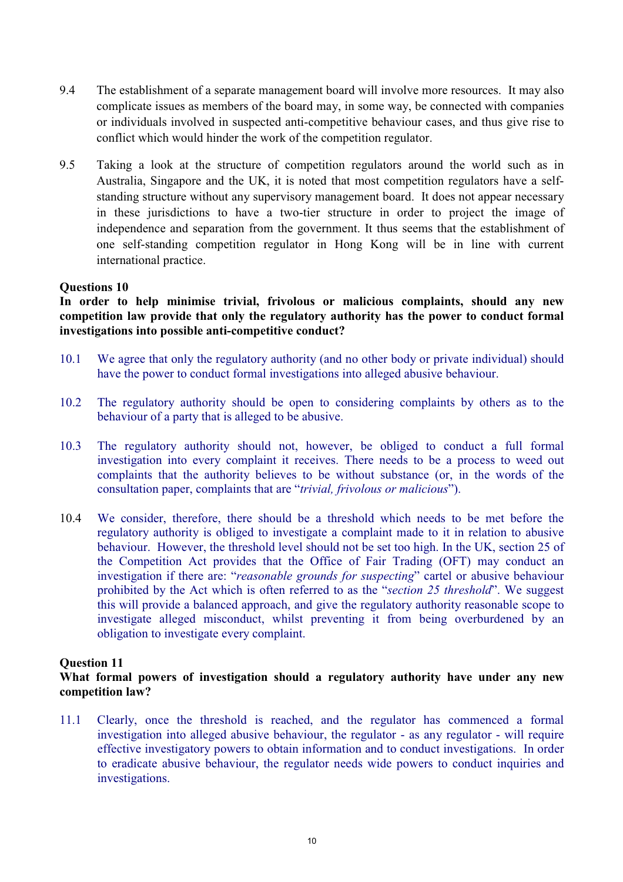9.4 The establishment of a separate management board will involve more resources. It may also complicate issues as members of the board may, in some way, be connected with companies or individuals involved in suspected anti-competitive behaviour cases, and thus give rise to conflict which would hinder the work of the competition regulator.

9.5 Taking a look at the structure of competition regulators around the world such as in Australia, Singapore and the UK, it is noted that most competition regulators have a self-standing structure without any supervisory management board. It does not appear necessary in these jurisdictions to have a two-tier structure in order to project the image of independence and separation from the government. It thus seems that the establishment of one self-standing competition regulator in Hong Kong will be in line with current international practice.

**Questions 10**

**In order to help minimise trivial, frivolous or malicious complaints, should any new competition law provide that only the regulatory authority has the power to conduct formal investigations into possible anti-competitive conduct?**

10.1 We agree that only the regulatory authority (and no other body or private individual) should have the power to conduct formal investigations into alleged abusive behaviour.

10.2 The regulatory authority should be open to considering complaints by others as to the behaviour of a party that is alleged to be abusive.

10.3 The regulatory authority should not, however, be obliged to conduct a full formal investigation into every complaint it receives. There needs to be a process to weed out complaints that the authority believes to be without substance (or, in the words of the consultation paper, complaints that are "*trivial, frivolous or malicious*").

10.4 We consider, therefore, there should be a threshold which needs to be met before the regulatory authority is obliged to investigate a complaint made to it in relation to abusive behaviour. However, the threshold level should not be set too high. In the UK, section 25 of the Competition Act provides that the Office of Fair Trading (OFT) may conduct an investigation if there are: "*reasonable grounds for suspecting*" cartel or abusive behaviour prohibited by the Act which is often referred to as the "*section 25 threshold*". We suggest this will provide a balanced approach, and give the regulatory authority reasonable scope to investigate alleged misconduct, whilst preventing it from being overburdened by an obligation to investigate every complaint.

**Question 11**

**What formal powers of investigation should a regulatory authority have under any new competition law?**

11.1 Clearly, once the threshold is reached, and the regulator has commenced a formal investigation into alleged abusive behaviour, the regulator - as any regulator - will require effective investigatory powers to obtain information and to conduct investigations. In order to eradicate abusive behaviour, the regulator needs wide powers to conduct inquiries and investigations.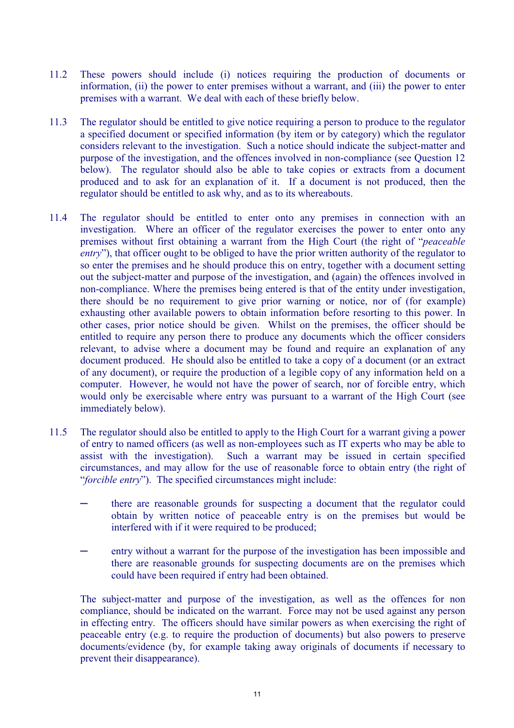11.2 These powers should include (i) notices requiring the production of documents or information, (ii) the power to enter premises without a warrant, and (iii) the power to enter premises with a warrant. We deal with each of these briefly below.

11.3 The regulator should be entitled to give notice requiring a person to produce to the regulator a specified document or specified information (by item or by category) which the regulator considers relevant to the investigation. Such a notice should indicate the subject-matter and purpose of the investigation, and the offences involved in non-compliance (see Question 12 below). The regulator should also be able to take copies or extracts from a document produced and to ask for an explanation of it. If a document is not produced, then the regulator should be entitled to ask why, and as to its whereabouts.

11.4 The regulator should be entitled to enter onto any premises in connection with an investigation. Where an officer of the regulator exercises the power to enter onto any premises without first obtaining a warrant from the High Court (the right of "*peaceable entry*"), that officer ought to be obliged to have the prior written authority of the regulator to so enter the premises and he should produce this on entry, together with a document setting out the subject-matter and purpose of the investigation, and (again) the offences involved in non-compliance. Where the premises being entered is that of the entity under investigation, there should be no requirement to give prior warning or notice, nor of (for example) exhausting other available powers to obtain information before resorting to this power. In other cases, prior notice should be given. Whilst on the premises, the officer should be entitled to require any person there to produce any documents which the officer considers relevant, to advise where a document may be found and require an explanation of any document produced. He should also be entitled to take a copy of a document (or an extract of any document), or require the production of a legible copy of any information held on a computer. However, he would not have the power of search, nor of forcible entry, which would only be exercisable where entry was pursuant to a warrant of the High Court (see immediately below).

11.5 The regulator should also be entitled to apply to the High Court for a warrant giving a power of entry to named officers (as well as non-employees such as IT experts who may be able to assist with the investigation). Such a warrant may be issued in certain specified circumstances, and may allow for the use of reasonable force to obtain entry (the right of "*forcible entry*"). The specified circumstances might include:

- there are reasonable grounds for suspecting a document that the regulator could obtain by written notice of peaceable entry is on the premises but would be interfered with if it were required to be produced;

- entry without a warrant for the purpose of the investigation has been impossible and there are reasonable grounds for suspecting documents are on the premises which could have been required if entry had been obtained.

The subject-matter and purpose of the investigation, as well as the offences for non compliance, should be indicated on the warrant. Force may not be used against any person in effecting entry. The officers should have similar powers as when exercising the right of peaceable entry (e.g. to require the production of documents) but also powers to preserve documents/evidence (by, for example taking away originals of documents if necessary to prevent their disappearance).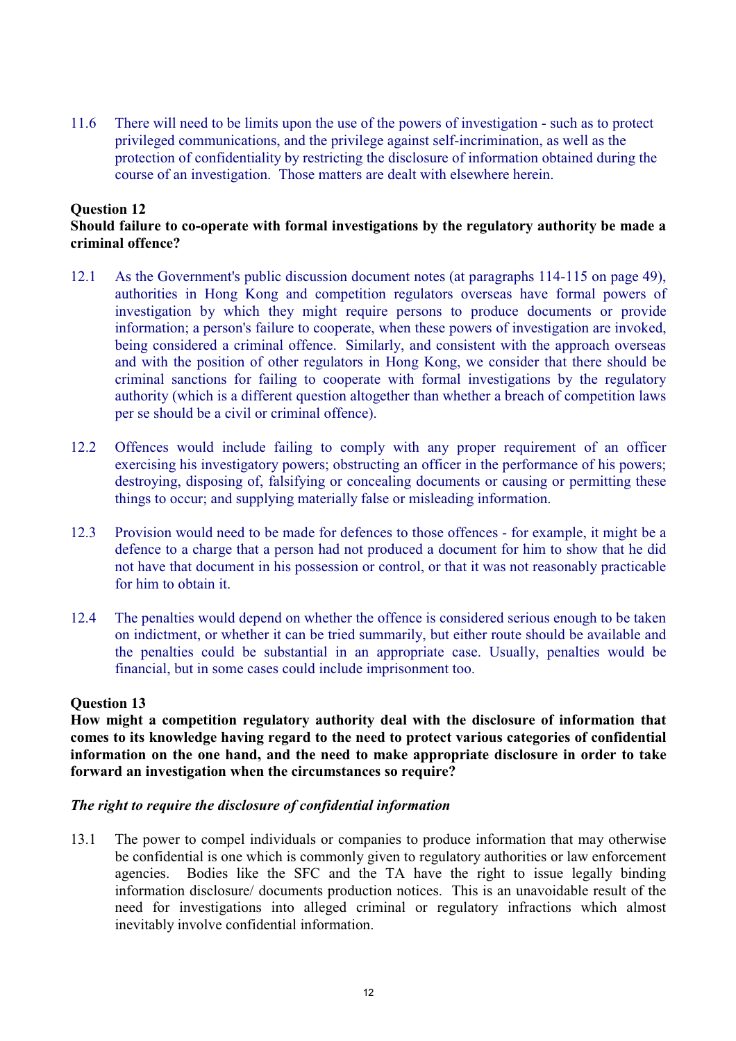11.6 There will need to be limits upon the use of the powers of investigation - such as to protect privileged communications, and the privilege against self-incrimination, as well as the protection of confidentiality by restricting the disclosure of information obtained during the course of an investigation. Those matters are dealt with elsewhere herein.

**Question 12**
**Should failure to co-operate with formal investigations by the regulatory authority be made a criminal offence?**

12.1 As the Government's public discussion document notes (at paragraphs 114-115 on page 49), authorities in Hong Kong and competition regulators overseas have formal powers of investigation by which they might require persons to produce documents or provide information; a person's failure to cooperate, when these powers of investigation are invoked, being considered a criminal offence. Similarly, and consistent with the approach overseas and with the position of other regulators in Hong Kong, we consider that there should be criminal sanctions for failing to cooperate with formal investigations by the regulatory authority (which is a different question altogether than whether a breach of competition laws per se should be a civil or criminal offence).

12.2 Offences would include failing to comply with any proper requirement of an officer exercising his investigatory powers; obstructing an officer in the performance of his powers; destroying, disposing of, falsifying or concealing documents or causing or permitting these things to occur; and supplying materially false or misleading information.

12.3 Provision would need to be made for defences to those offences - for example, it might be a defence to a charge that a person had not produced a document for him to show that he did not have that document in his possession or control, or that it was not reasonably practicable for him to obtain it.

12.4 The penalties would depend on whether the offence is considered serious enough to be taken on indictment, or whether it can be tried summarily, but either route should be available and the penalties could be substantial in an appropriate case. Usually, penalties would be financial, but in some cases could include imprisonment too.

**Question 13**
**How might a competition regulatory authority deal with the disclosure of information that comes to its knowledge having regard to the need to protect various categories of confidential information on the one hand, and the need to make appropriate disclosure in order to take forward an investigation when the circumstances so require?**

***The right to require the disclosure of confidential information***

13.1 The power to compel individuals or companies to produce information that may otherwise be confidential is one which is commonly given to regulatory authorities or law enforcement agencies. Bodies like the SFC and the TA have the right to issue legally binding information disclosure/ documents production notices. This is an unavoidable result of the need for investigations into alleged criminal or regulatory infractions which almost inevitably involve confidential information.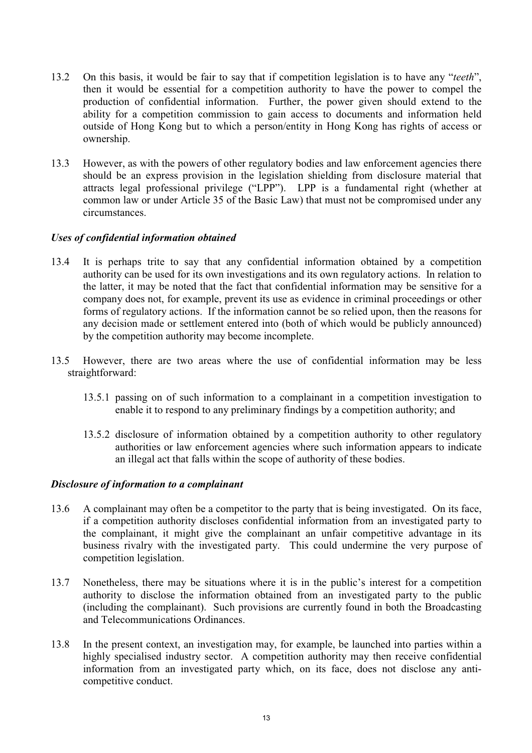13.2 On this basis, it would be fair to say that if competition legislation is to have any "*teeth*", then it would be essential for a competition authority to have the power to compel the production of confidential information. Further, the power given should extend to the ability for a competition commission to gain access to documents and information held outside of Hong Kong but to which a person/entity in Hong Kong has rights of access or ownership.

13.3 However, as with the powers of other regulatory bodies and law enforcement agencies there should be an express provision in the legislation shielding from disclosure material that attracts legal professional privilege ("LPP"). LPP is a fundamental right (whether at common law or under Article 35 of the Basic Law) that must not be compromised under any circumstances.

### *Uses of confidential information obtained*

13.4 It is perhaps trite to say that any confidential information obtained by a competition authority can be used for its own investigations and its own regulatory actions. In relation to the latter, it may be noted that the fact that confidential information may be sensitive for a company does not, for example, prevent its use as evidence in criminal proceedings or other forms of regulatory actions. If the information cannot be so relied upon, then the reasons for any decision made or settlement entered into (both of which would be publicly announced) by the competition authority may become incomplete.

13.5 However, there are two areas where the use of confidential information may be less straightforward:

13.5.1 passing on of such information to a complainant in a competition investigation to enable it to respond to any preliminary findings by a competition authority; and

13.5.2 disclosure of information obtained by a competition authority to other regulatory authorities or law enforcement agencies where such information appears to indicate an illegal act that falls within the scope of authority of these bodies.

### *Disclosure of information to a complainant*

13.6 A complainant may often be a competitor to the party that is being investigated. On its face, if a competition authority discloses confidential information from an investigated party to the complainant, it might give the complainant an unfair competitive advantage in its business rivalry with the investigated party. This could undermine the very purpose of competition legislation.

13.7 Nonetheless, there may be situations where it is in the public's interest for a competition authority to disclose the information obtained from an investigated party to the public (including the complainant). Such provisions are currently found in both the Broadcasting and Telecommunications Ordinances.

13.8 In the present context, an investigation may, for example, be launched into parties within a highly specialised industry sector. A competition authority may then receive confidential information from an investigated party which, on its face, does not disclose any anti-competitive conduct.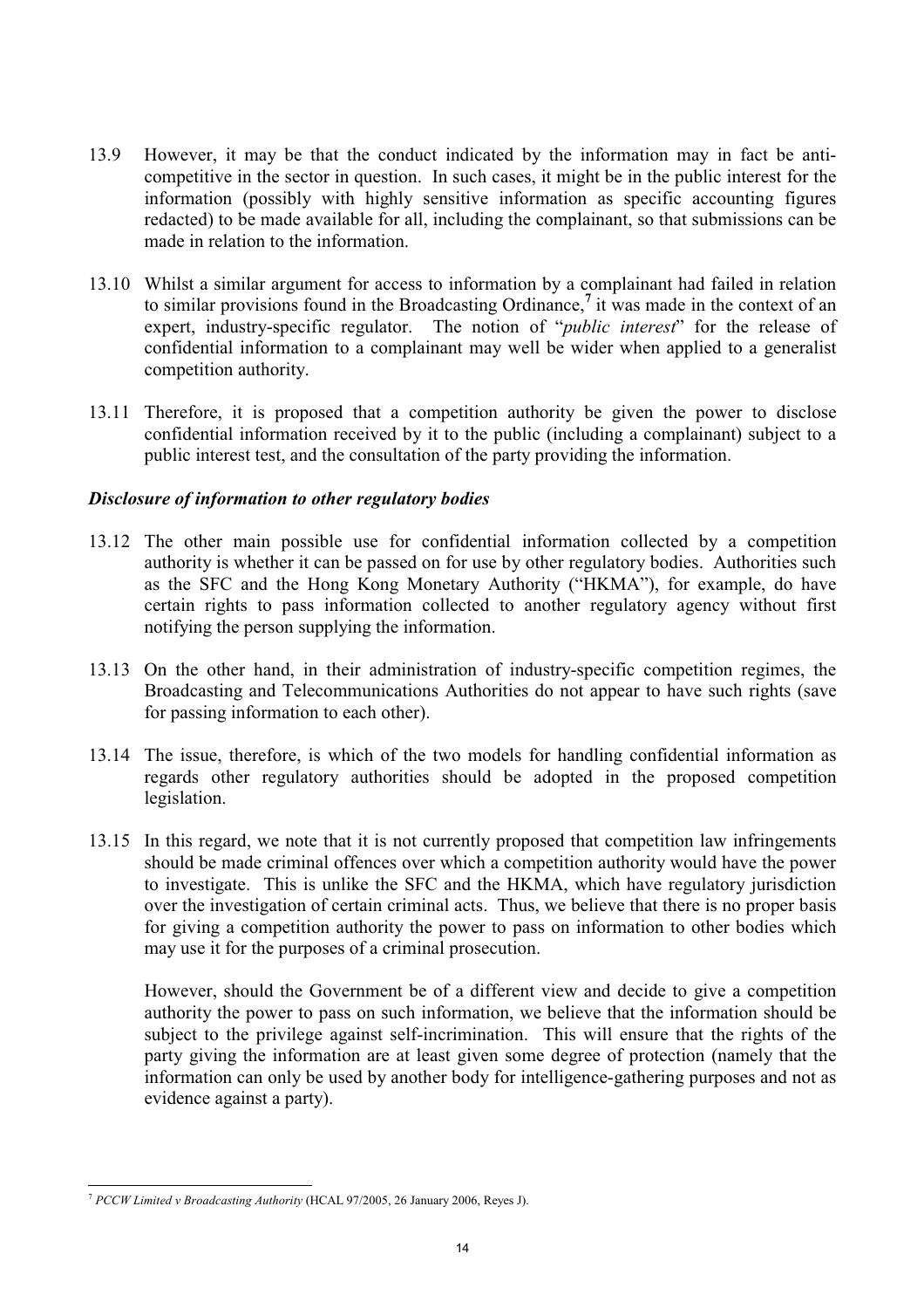13.9 However, it may be that the conduct indicated by the information may in fact be anti-competitive in the sector in question. In such cases, it might be in the public interest for the information (possibly with highly sensitive information as specific accounting figures redacted) to be made available for all, including the complainant, so that submissions can be made in relation to the information.

13.10 Whilst a similar argument for access to information by a complainant had failed in relation to similar provisions found in the Broadcasting Ordinance,[7] it was made in the context of an expert, industry-specific regulator. The notion of "*public interest*" for the release of confidential information to a complainant may well be wider when applied to a generalist competition authority.

13.11 Therefore, it is proposed that a competition authority be given the power to disclose confidential information received by it to the public (including a complainant) subject to a public interest test, and the consultation of the party providing the information.

### *Disclosure of information to other regulatory bodies*

13.12 The other main possible use for confidential information collected by a competition authority is whether it can be passed on for use by other regulatory bodies. Authorities such as the SFC and the Hong Kong Monetary Authority ("HKMA"), for example, do have certain rights to pass information collected to another regulatory agency without first notifying the person supplying the information.

13.13 On the other hand, in their administration of industry-specific competition regimes, the Broadcasting and Telecommunications Authorities do not appear to have such rights (save for passing information to each other).

13.14 The issue, therefore, is which of the two models for handling confidential information as regards other regulatory authorities should be adopted in the proposed competition legislation.

13.15 In this regard, we note that it is not currently proposed that competition law infringements should be made criminal offences over which a competition authority would have the power to investigate. This is unlike the SFC and the HKMA, which have regulatory jurisdiction over the investigation of certain criminal acts. Thus, we believe that there is no proper basis for giving a competition authority the power to pass on information to other bodies which may use it for the purposes of a criminal prosecution.

However, should the Government be of a different view and decide to give a competition authority the power to pass on such information, we believe that the information should be subject to the privilege against self-incrimination. This will ensure that the rights of the party giving the information are at least given some degree of protection (namely that the information can only be used by another body for intelligence-gathering purposes and not as evidence against a party).

---

[7] *PCCW Limited v Broadcasting Authority* (HCAL 97/2005, 26 January 2006, Reyes J).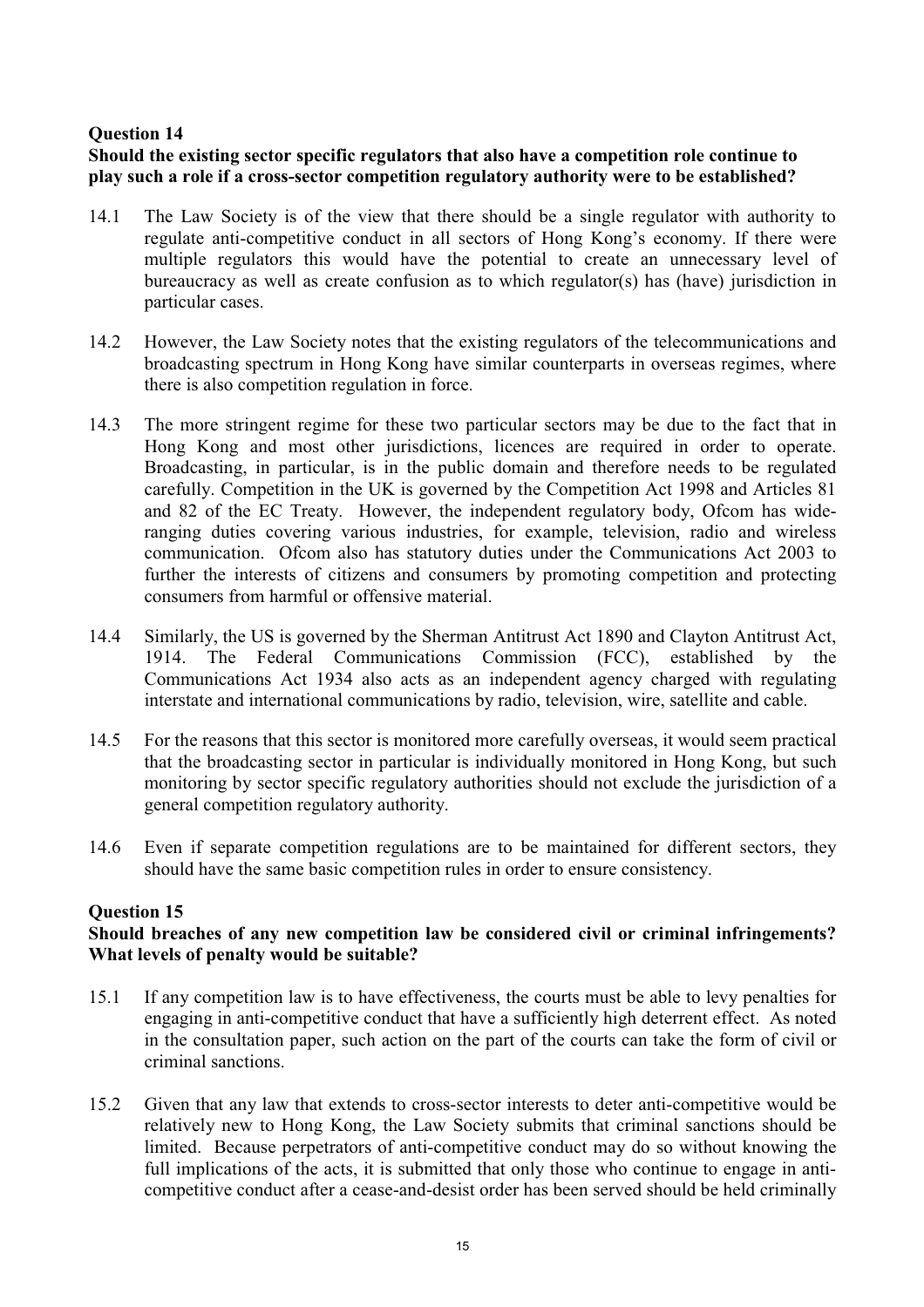**Question 14**
**Should the existing sector specific regulators that also have a competition role continue to play such a role if a cross-sector competition regulatory authority were to be established?**

14.1 The Law Society is of the view that there should be a single regulator with authority to regulate anti-competitive conduct in all sectors of Hong Kong's economy. If there were multiple regulators this would have the potential to create an unnecessary level of bureaucracy as well as create confusion as to which regulator(s) has (have) jurisdiction in particular cases.

14.2 However, the Law Society notes that the existing regulators of the telecommunications and broadcasting spectrum in Hong Kong have similar counterparts in overseas regimes, where there is also competition regulation in force.

14.3 The more stringent regime for these two particular sectors may be due to the fact that in Hong Kong and most other jurisdictions, licences are required in order to operate. Broadcasting, in particular, is in the public domain and therefore needs to be regulated carefully. Competition in the UK is governed by the Competition Act 1998 and Articles 81 and 82 of the EC Treaty. However, the independent regulatory body, Ofcom has wide-ranging duties covering various industries, for example, television, radio and wireless communication. Ofcom also has statutory duties under the Communications Act 2003 to further the interests of citizens and consumers by promoting competition and protecting consumers from harmful or offensive material.

14.4 Similarly, the US is governed by the Sherman Antitrust Act 1890 and Clayton Antitrust Act, 1914. The Federal Communications Commission (FCC), established by the Communications Act 1934 also acts as an independent agency charged with regulating interstate and international communications by radio, television, wire, satellite and cable.

14.5 For the reasons that this sector is monitored more carefully overseas, it would seem practical that the broadcasting sector in particular is individually monitored in Hong Kong, but such monitoring by sector specific regulatory authorities should not exclude the jurisdiction of a general competition regulatory authority.

14.6 Even if separate competition regulations are to be maintained for different sectors, they should have the same basic competition rules in order to ensure consistency.

**Question 15**
**Should breaches of any new competition law be considered civil or criminal infringements? What levels of penalty would be suitable?**

15.1 If any competition law is to have effectiveness, the courts must be able to levy penalties for engaging in anti-competitive conduct that have a sufficiently high deterrent effect. As noted in the consultation paper, such action on the part of the courts can take the form of civil or criminal sanctions.

15.2 Given that any law that extends to cross-sector interests to deter anti-competitive would be relatively new to Hong Kong, the Law Society submits that criminal sanctions should be limited. Because perpetrators of anti-competitive conduct may do so without knowing the full implications of the acts, it is submitted that only those who continue to engage in anti-competitive conduct after a cease-and-desist order has been served should be held criminally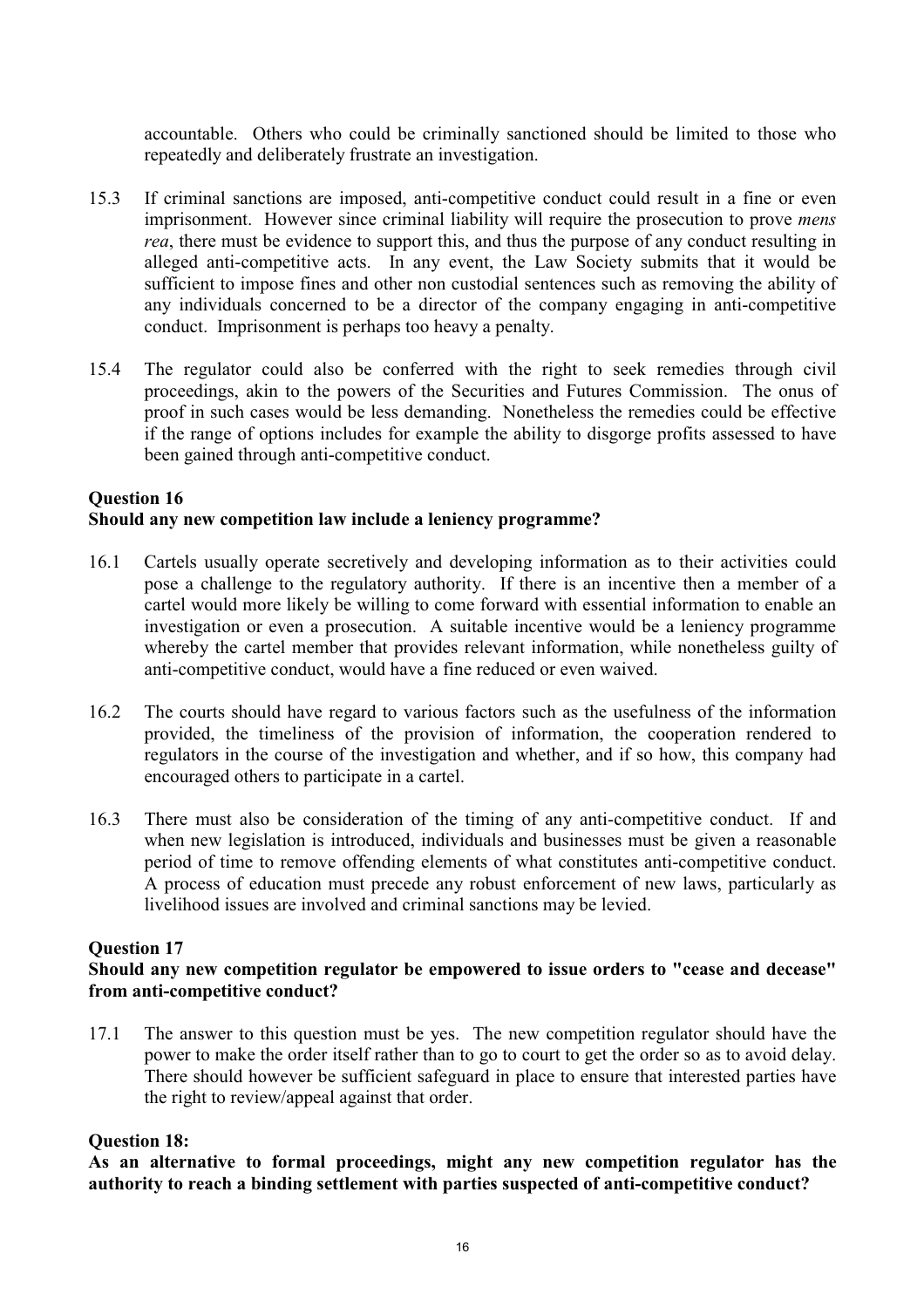accountable. Others who could be criminally sanctioned should be limited to those who repeatedly and deliberately frustrate an investigation.

15.3 If criminal sanctions are imposed, anti-competitive conduct could result in a fine or even imprisonment. However since criminal liability will require the prosecution to prove *mens rea*, there must be evidence to support this, and thus the purpose of any conduct resulting in alleged anti-competitive acts. In any event, the Law Society submits that it would be sufficient to impose fines and other non custodial sentences such as removing the ability of any individuals concerned to be a director of the company engaging in anti-competitive conduct. Imprisonment is perhaps too heavy a penalty.

15.4 The regulator could also be conferred with the right to seek remedies through civil proceedings, akin to the powers of the Securities and Futures Commission. The onus of proof in such cases would be less demanding. Nonetheless the remedies could be effective if the range of options includes for example the ability to disgorge profits assessed to have been gained through anti-competitive conduct.

**Question 16**
**Should any new competition law include a leniency programme?**

16.1 Cartels usually operate secretively and developing information as to their activities could pose a challenge to the regulatory authority. If there is an incentive then a member of a cartel would more likely be willing to come forward with essential information to enable an investigation or even a prosecution. A suitable incentive would be a leniency programme whereby the cartel member that provides relevant information, while nonetheless guilty of anti-competitive conduct, would have a fine reduced or even waived.

16.2 The courts should have regard to various factors such as the usefulness of the information provided, the timeliness of the provision of information, the cooperation rendered to regulators in the course of the investigation and whether, and if so how, this company had encouraged others to participate in a cartel.

16.3 There must also be consideration of the timing of any anti-competitive conduct. If and when new legislation is introduced, individuals and businesses must be given a reasonable period of time to remove offending elements of what constitutes anti-competitive conduct. A process of education must precede any robust enforcement of new laws, particularly as livelihood issues are involved and criminal sanctions may be levied.

**Question 17**
**Should any new competition regulator be empowered to issue orders to "cease and decease" from anti-competitive conduct?**

17.1 The answer to this question must be yes. The new competition regulator should have the power to make the order itself rather than to go to court to get the order so as to avoid delay. There should however be sufficient safeguard in place to ensure that interested parties have the right to review/appeal against that order.

**Question 18:**
**As an alternative to formal proceedings, might any new competition regulator has the authority to reach a binding settlement with parties suspected of anti-competitive conduct?**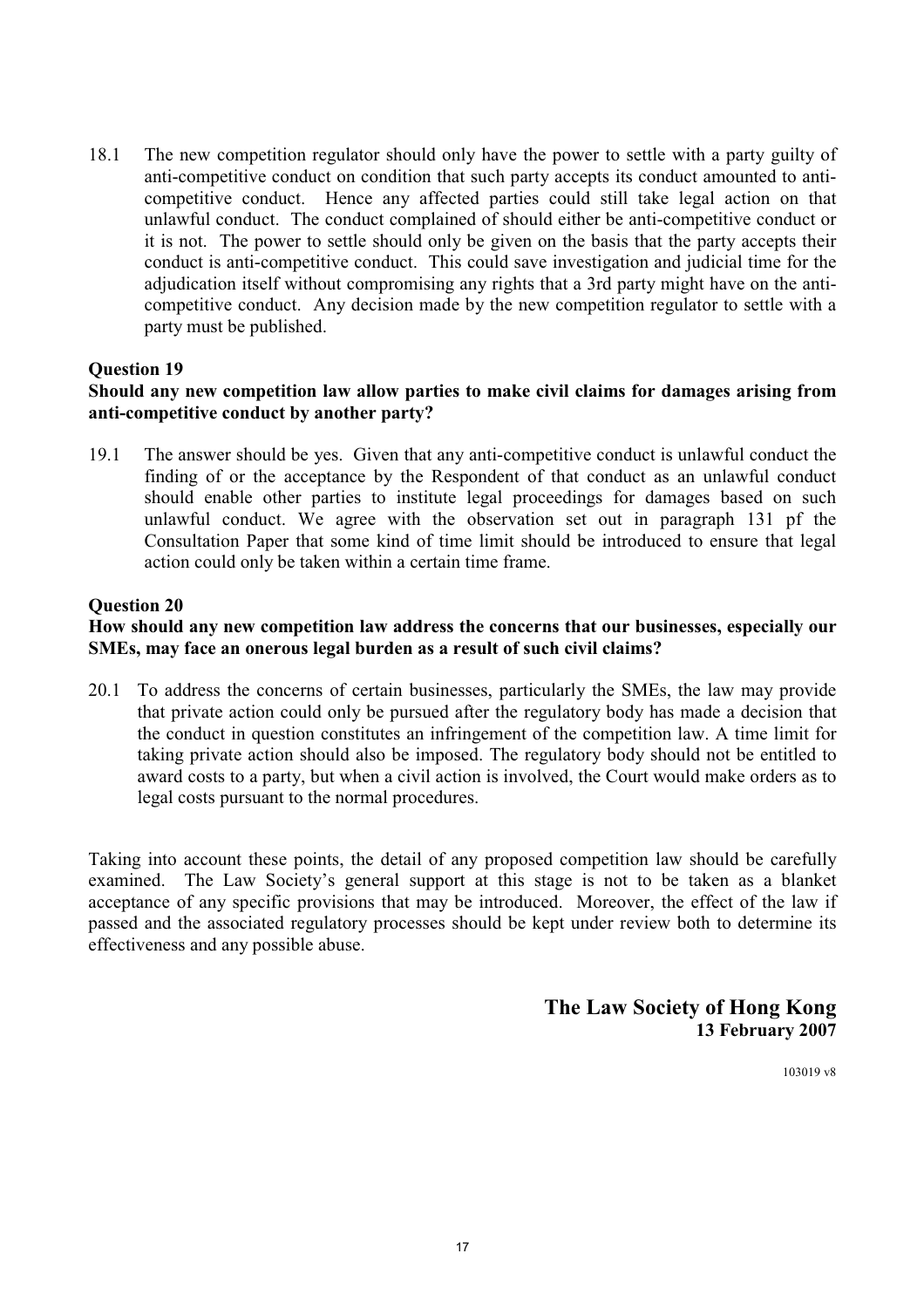18.1 The new competition regulator should only have the power to settle with a party guilty of anti-competitive conduct on condition that such party accepts its conduct amounted to anti-competitive conduct. Hence any affected parties could still take legal action on that unlawful conduct. The conduct complained of should either be anti-competitive conduct or it is not. The power to settle should only be given on the basis that the party accepts their conduct is anti-competitive conduct. This could save investigation and judicial time for the adjudication itself without compromising any rights that a 3rd party might have on the anti-competitive conduct. Any decision made by the new competition regulator to settle with a party must be published.

**Question 19**

**Should any new competition law allow parties to make civil claims for damages arising from anti-competitive conduct by another party?**

19.1 The answer should be yes. Given that any anti-competitive conduct is unlawful conduct the finding of or the acceptance by the Respondent of that conduct as an unlawful conduct should enable other parties to institute legal proceedings for damages based on such unlawful conduct. We agree with the observation set out in paragraph 131 pf the Consultation Paper that some kind of time limit should be introduced to ensure that legal action could only be taken within a certain time frame.

**Question 20**

**How should any new competition law address the concerns that our businesses, especially our SMEs, may face an onerous legal burden as a result of such civil claims?**

20.1 To address the concerns of certain businesses, particularly the SMEs, the law may provide that private action could only be pursued after the regulatory body has made a decision that the conduct in question constitutes an infringement of the competition law. A time limit for taking private action should also be imposed. The regulatory body should not be entitled to award costs to a party, but when a civil action is involved, the Court would make orders as to legal costs pursuant to the normal procedures.

Taking into account these points, the detail of any proposed competition law should be carefully examined. The Law Society's general support at this stage is not to be taken as a blanket acceptance of any specific provisions that may be introduced. Moreover, the effect of the law if passed and the associated regulatory processes should be kept under review both to determine its effectiveness and any possible abuse.

**The Law Society of Hong Kong**
**13 February 2007**

103019 v8